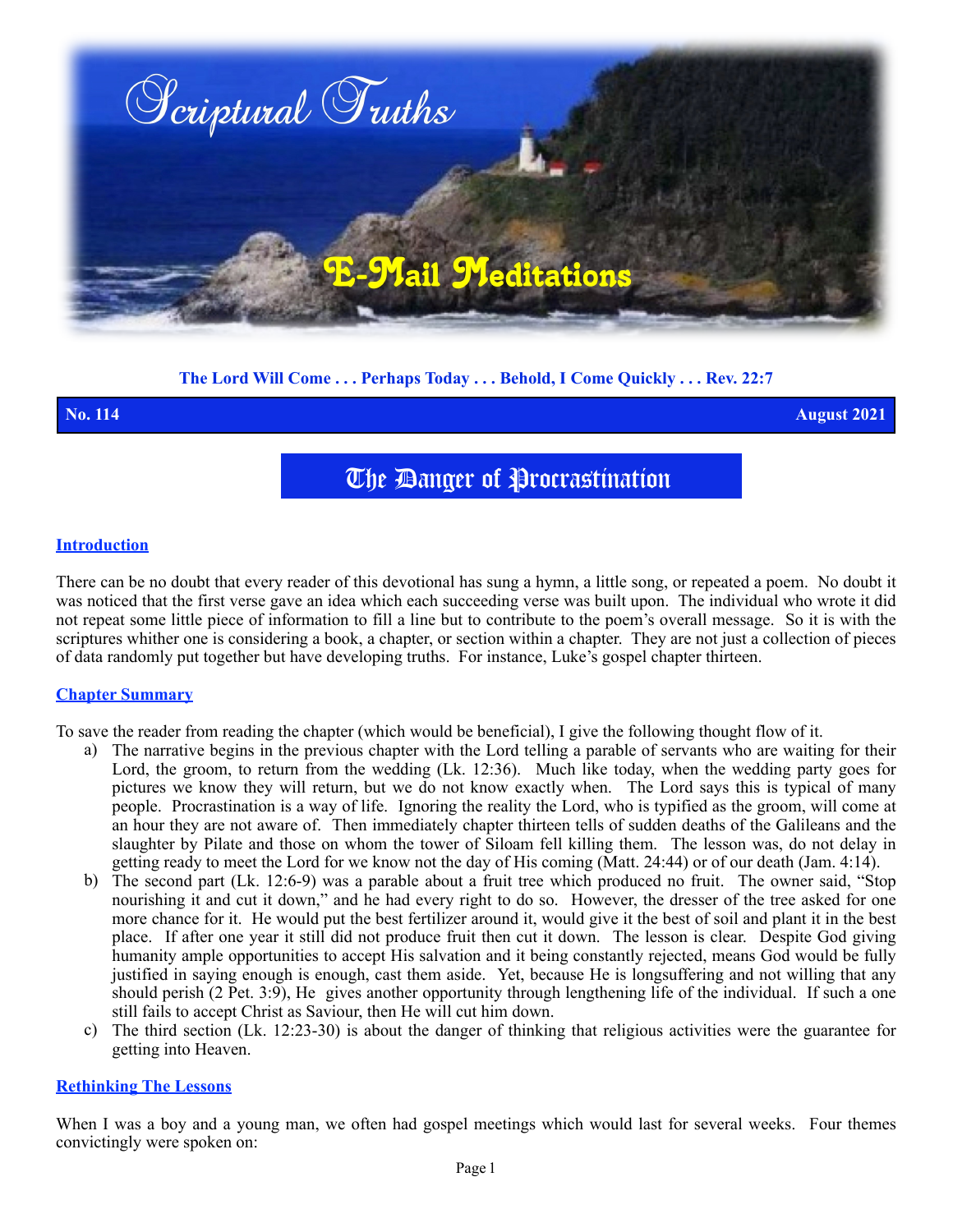# Scriptural Truths

## E-Mail Meditations

**The Lord Will Come . . . Perhaps Today . . . Behold, I Come Quickly . . . Rev. 22:7**

**No. 114** **August 2021**

# The Danger of Procrastination

### Introduction

There can be no doubt that every reader of this devotional has sung a hymn, a little song, or repeated a poem. No doubt it was noticed that the first verse gave an idea which each succeeding verse was built upon. The individual who wrote it did not repeat some little piece of information to fill a line but to contribute to the poem's overall message. So it is with the scriptures whither one is considering a book, a chapter, or section within a chapter. They are not just a collection of pieces of data randomly put together but have developing truths. For instance, Luke's gospel chapter thirteen.

### Chapter Summary

To save the reader from reading the chapter (which would be beneficial), I give the following thought flow of it.

a) The narrative begins in the previous chapter with the Lord telling a parable of servants who are waiting for their Lord, the groom, to return from the wedding (Lk. 12:36). Much like today, when the wedding party goes for pictures we know they will return, but we do not know exactly when. The Lord says this is typical of many people. Procrastination is a way of life. Ignoring the reality the Lord, who is typified as the groom, will come at an hour they are not aware of. Then immediately chapter thirteen tells of sudden deaths of the Galileans and the slaughter by Pilate and those on whom the tower of Siloam fell killing them. The lesson was, do not delay in getting ready to meet the Lord for we know not the day of His coming (Matt. 24:44) or of our death (Jam. 4:14).

b) The second part (Lk. 12:6-9) was a parable about a fruit tree which produced no fruit. The owner said, "Stop nourishing it and cut it down," and he had every right to do so. However, the dresser of the tree asked for one more chance for it. He would put the best fertilizer around it, would give it the best of soil and plant it in the best place. If after one year it still did not produce fruit then cut it down. The lesson is clear. Despite God giving humanity ample opportunities to accept His salvation and it being constantly rejected, means God would be fully justified in saying enough is enough, cast them aside. Yet, because He is longsuffering and not willing that any should perish (2 Pet. 3:9), He gives another opportunity through lengthening life of the individual. If such a one still fails to accept Christ as Saviour, then He will cut him down.

c) The third section (Lk. 12:23-30) is about the danger of thinking that religious activities were the guarantee for getting into Heaven.

### Rethinking The Lessons

When I was a boy and a young man, we often had gospel meetings which would last for several weeks. Four themes convictingly were spoken on: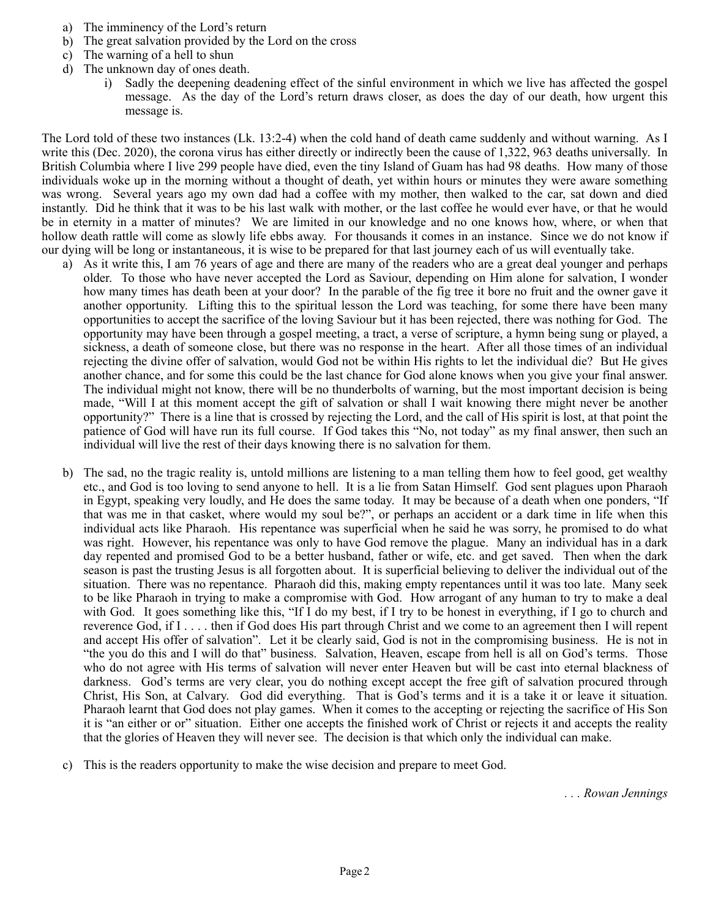a) The imminency of the Lord's return
b) The great salvation provided by the Lord on the cross
c) The warning of a hell to shun
d) The unknown day of ones death.
   i) Sadly the deepening deadening effect of the sinful environment in which we live has affected the gospel message. As the day of the Lord's return draws closer, as does the day of our death, how urgent this message is.

The Lord told of these two instances (Lk. 13:2-4) when the cold hand of death came suddenly and without warning. As I write this (Dec. 2020), the corona virus has either directly or indirectly been the cause of 1,322, 963 deaths universally. In British Columbia where I live 299 people have died, even the tiny Island of Guam has had 98 deaths. How many of those individuals woke up in the morning without a thought of death, yet within hours or minutes they were aware something was wrong. Several years ago my own dad had a coffee with my mother, then walked to the car, sat down and died instantly. Did he think that it was to be his last walk with mother, or the last coffee he would ever have, or that he would be in eternity in a matter of minutes? We are limited in our knowledge and no one knows how, where, or when that hollow death rattle will come as slowly life ebbs away. For thousands it comes in an instance. Since we do not know if our dying will be long or instantaneous, it is wise to be prepared for that last journey each of us will eventually take.

a) As it write this, I am 76 years of age and there are many of the readers who are a great deal younger and perhaps older. To those who have never accepted the Lord as Saviour, depending on Him alone for salvation, I wonder how many times has death been at your door? In the parable of the fig tree it bore no fruit and the owner gave it another opportunity. Lifting this to the spiritual lesson the Lord was teaching, for some there have been many opportunities to accept the sacrifice of the loving Saviour but it has been rejected, there was nothing for God. The opportunity may have been through a gospel meeting, a tract, a verse of scripture, a hymn being sung or played, a sickness, a death of someone close, but there was no response in the heart. After all those times of an individual rejecting the divine offer of salvation, would God not be within His rights to let the individual die? But He gives another chance, and for some this could be the last chance for God alone knows when you give your final answer. The individual might not know, there will be no thunderbolts of warning, but the most important decision is being made, "Will I at this moment accept the gift of salvation or shall I wait knowing there might never be another opportunity?" There is a line that is crossed by rejecting the Lord, and the call of His spirit is lost, at that point the patience of God will have run its full course. If God takes this "No, not today" as my final answer, then such an individual will live the rest of their days knowing there is no salvation for them.

b) The sad, no the tragic reality is, untold millions are listening to a man telling them how to feel good, get wealthy etc., and God is too loving to send anyone to hell. It is a lie from Satan Himself. God sent plagues upon Pharaoh in Egypt, speaking very loudly, and He does the same today. It may be because of a death when one ponders, "If that was me in that casket, where would my soul be?", or perhaps an accident or a dark time in life when this individual acts like Pharaoh. His repentance was superficial when he said he was sorry, he promised to do what was right. However, his repentance was only to have God remove the plague. Many an individual has in a dark day repented and promised God to be a better husband, father or wife, etc. and get saved. Then when the dark season is past the trusting Jesus is all forgotten about. It is superficial believing to deliver the individual out of the situation. There was no repentance. Pharaoh did this, making empty repentances until it was too late. Many seek to be like Pharaoh in trying to make a compromise with God. How arrogant of any human to try to make a deal with God. It goes something like this, "If I do my best, if I try to be honest in everything, if I go to church and reverence God, if I . . . . then if God does His part through Christ and we come to an agreement then I will repent and accept His offer of salvation". Let it be clearly said, God is not in the compromising business. He is not in "the you do this and I will do that" business. Salvation, Heaven, escape from hell is all on God's terms. Those who do not agree with His terms of salvation will never enter Heaven but will be cast into eternal blackness of darkness. God's terms are very clear, you do nothing except accept the free gift of salvation procured through Christ, His Son, at Calvary. God did everything. That is God's terms and it is a take it or leave it situation. Pharaoh learnt that God does not play games. When it comes to the accepting or rejecting the sacrifice of His Son it is "an either or or" situation. Either one accepts the finished work of Christ or rejects it and accepts the reality that the glories of Heaven they will never see. The decision is that which only the individual can make.

c) This is the readers opportunity to make the wise decision and prepare to meet God.

*. . . Rowan Jennings*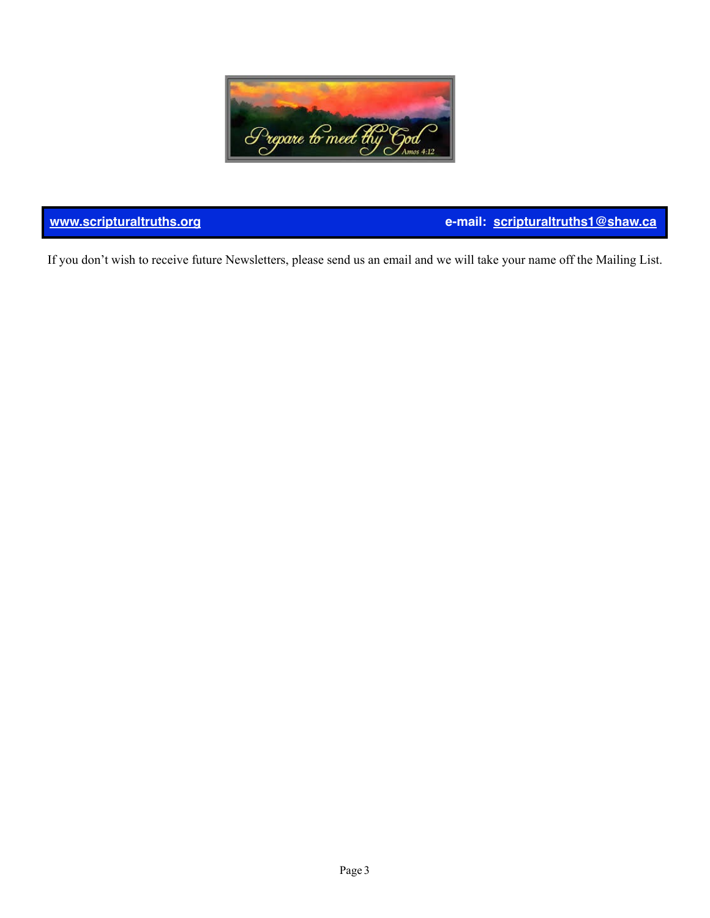Prepare to meet thy God
Amos 4:12

**www.scripturaltruths.org** **e-mail: scripturaltruths1@shaw.ca**

If you don't wish to receive future Newsletters, please send us an email and we will take your name off the Mailing List.